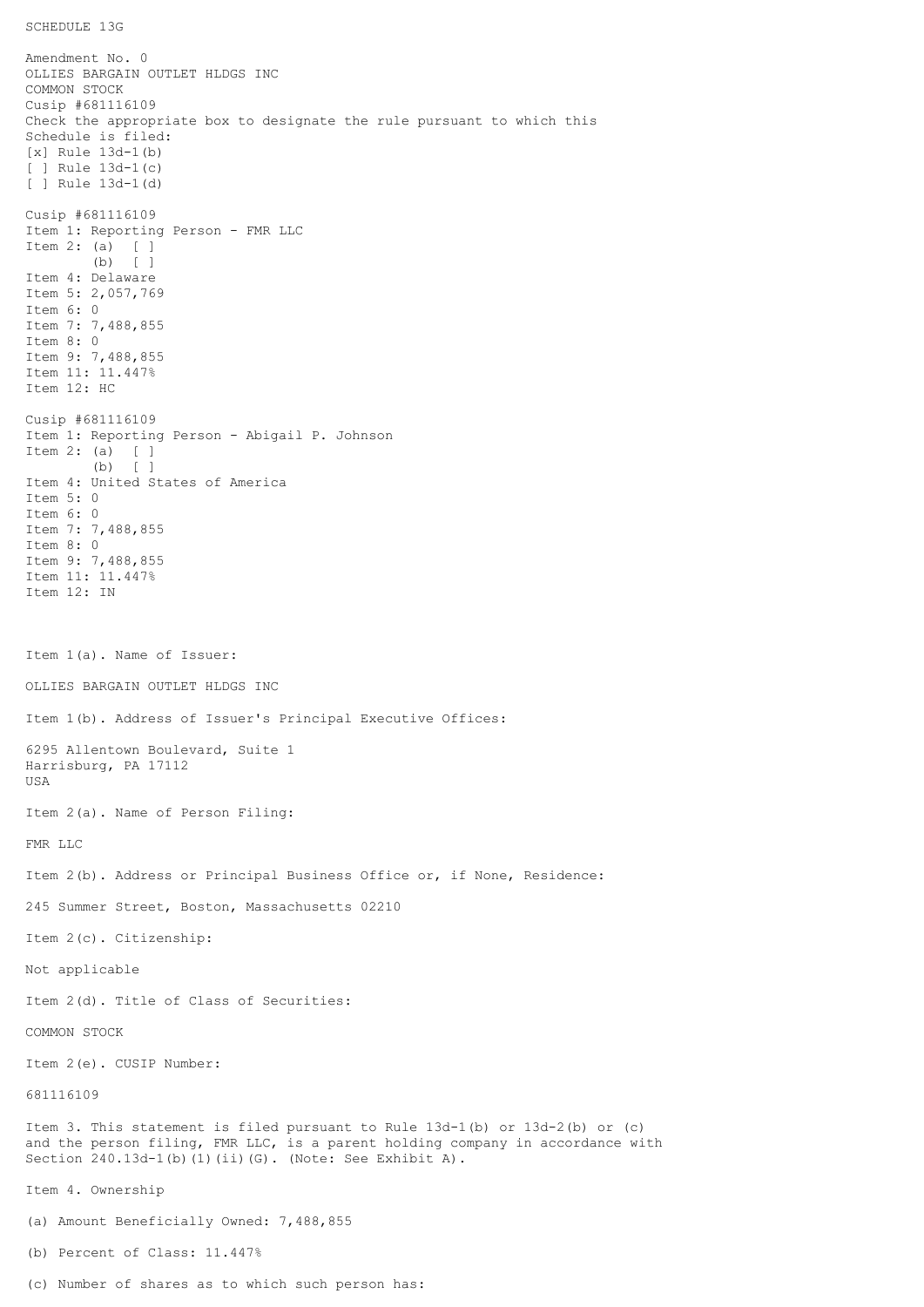SCHEDULE 13G

Amendment No. 0
OLLIES BARGAIN OUTLET HLDGS INC
COMMON STOCK
Cusip #681116109
Check the appropriate box to designate the rule pursuant to which this Schedule is filed:
[x] Rule 13d-1(b)
[ ] Rule 13d-1(c)
[ ] Rule 13d-1(d)

Cusip #681116109
Item 1: Reporting Person - FMR LLC
Item 2: (a) [ ]
(b) [ ]
Item 4: Delaware
Item 5: 2,057,769
Item 6: 0
Item 7: 7,488,855
Item 8: 0
Item 9: 7,488,855
Item 11: 11.447%
Item 12: HC

Cusip #681116109
Item 1: Reporting Person - Abigail P. Johnson
Item 2: (a) [ ]
(b) [ ]
Item 4: United States of America
Item 5: 0
Item 6: 0
Item 7: 7,488,855
Item 8: 0
Item 9: 7,488,855
Item 11: 11.447%
Item 12: IN

Item 1(a). Name of Issuer:

OLLIES BARGAIN OUTLET HLDGS INC

Item 1(b). Address of Issuer's Principal Executive Offices:

6295 Allentown Boulevard, Suite 1
Harrisburg, PA 17112
USA

Item 2(a). Name of Person Filing:

FMR LLC

Item 2(b). Address or Principal Business Office or, if None, Residence:

245 Summer Street, Boston, Massachusetts 02210

Item 2(c). Citizenship:

Not applicable

Item 2(d). Title of Class of Securities:

COMMON STOCK

Item 2(e). CUSIP Number:

681116109

Item 3. This statement is filed pursuant to Rule 13d-1(b) or 13d-2(b) or (c) and the person filing, FMR LLC, is a parent holding company in accordance with Section 240.13d-1(b)(1)(ii)(G). (Note: See Exhibit A).

Item 4. Ownership

(a) Amount Beneficially Owned: 7,488,855

(b) Percent of Class: 11.447%

(c) Number of shares as to which such person has: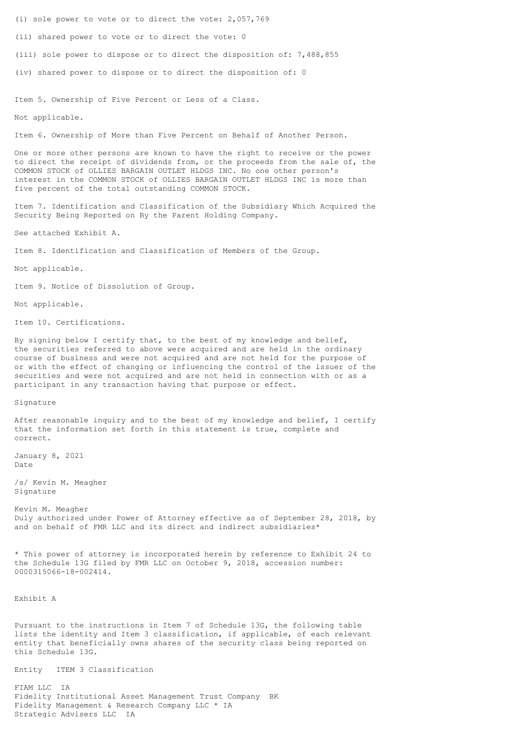(i) sole power to vote or to direct the vote: 2,057,769

(ii) shared power to vote or to direct the vote: 0

(iii) sole power to dispose or to direct the disposition of: 7,488,855

(iv) shared power to dispose or to direct the disposition of: 0

Item 5. Ownership of Five Percent or Less of a Class.

Not applicable.

Item 6. Ownership of More than Five Percent on Behalf of Another Person.

One or more other persons are known to have the right to receive or the power to direct the receipt of dividends from, or the proceeds from the sale of, the COMMON STOCK of OLLIES BARGAIN OUTLET HLDGS INC. No one other person's interest in the COMMON STOCK of OLLIES BARGAIN OUTLET HLDGS INC is more than five percent of the total outstanding COMMON STOCK.

Item 7. Identification and Classification of the Subsidiary Which Acquired the Security Being Reported on By the Parent Holding Company.

See attached Exhibit A.

Item 8. Identification and Classification of Members of the Group.

Not applicable.

Item 9. Notice of Dissolution of Group.

Not applicable.

Item 10. Certifications.

By signing below I certify that, to the best of my knowledge and belief, the securities referred to above were acquired and are held in the ordinary course of business and were not acquired and are not held for the purpose of or with the effect of changing or influencing the control of the issuer of the securities and were not acquired and are not held in connection with or as a participant in any transaction having that purpose or effect.

Signature

After reasonable inquiry and to the best of my knowledge and belief, I certify that the information set forth in this statement is true, complete and correct.

January 8, 2021
Date

/s/ Kevin M. Meagher
Signature

Kevin M. Meagher
Duly authorized under Power of Attorney effective as of September 28, 2018, by and on behalf of FMR LLC and its direct and indirect subsidiaries*

* This power of attorney is incorporated herein by reference to Exhibit 24 to the Schedule 13G filed by FMR LLC on October 9, 2018, accession number: 0000315066-18-002414.

Exhibit A

Pursuant to the instructions in Item 7 of Schedule 13G, the following table lists the identity and Item 3 classification, if applicable, of each relevant entity that beneficially owns shares of the security class being reported on this Schedule 13G.

| Entity | ITEM 3 Classification |
|---|---|
| FIAM LLC | IA |
| Fidelity Institutional Asset Management Trust Company | BK |
| Fidelity Management & Research Company LLC * | IA |
| Strategic Advisers LLC | IA |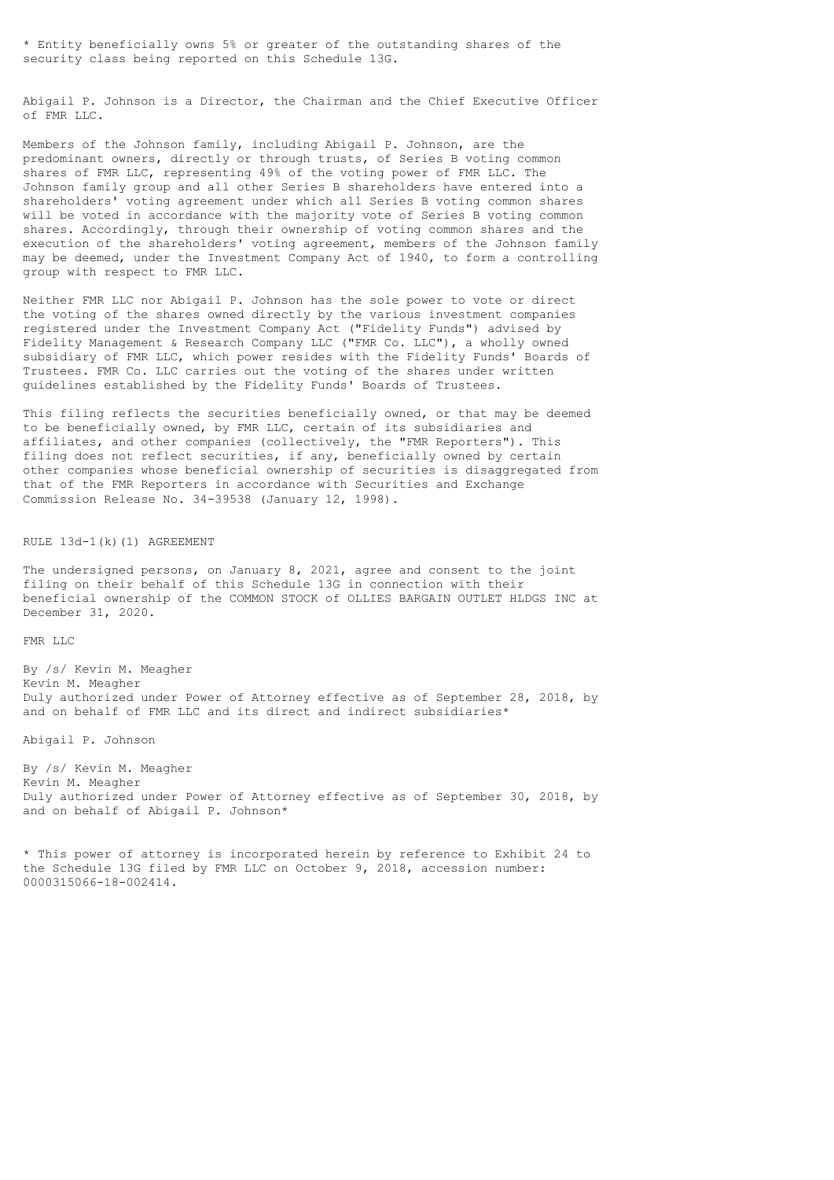* Entity beneficially owns 5% or greater of the outstanding shares of the security class being reported on this Schedule 13G.

Abigail P. Johnson is a Director, the Chairman and the Chief Executive Officer of FMR LLC.

Members of the Johnson family, including Abigail P. Johnson, are the predominant owners, directly or through trusts, of Series B voting common shares of FMR LLC, representing 49% of the voting power of FMR LLC. The Johnson family group and all other Series B shareholders have entered into a shareholders' voting agreement under which all Series B voting common shares will be voted in accordance with the majority vote of Series B voting common shares. Accordingly, through their ownership of voting common shares and the execution of the shareholders' voting agreement, members of the Johnson family may be deemed, under the Investment Company Act of 1940, to form a controlling group with respect to FMR LLC.

Neither FMR LLC nor Abigail P. Johnson has the sole power to vote or direct the voting of the shares owned directly by the various investment companies registered under the Investment Company Act ("Fidelity Funds") advised by Fidelity Management & Research Company LLC ("FMR Co. LLC"), a wholly owned subsidiary of FMR LLC, which power resides with the Fidelity Funds' Boards of Trustees. FMR Co. LLC carries out the voting of the shares under written guidelines established by the Fidelity Funds' Boards of Trustees.

This filing reflects the securities beneficially owned, or that may be deemed to be beneficially owned, by FMR LLC, certain of its subsidiaries and affiliates, and other companies (collectively, the "FMR Reporters"). This filing does not reflect securities, if any, beneficially owned by certain other companies whose beneficial ownership of securities is disaggregated from that of the FMR Reporters in accordance with Securities and Exchange Commission Release No. 34-39538 (January 12, 1998).

RULE 13d-1(k)(1) AGREEMENT

The undersigned persons, on January 8, 2021, agree and consent to the joint filing on their behalf of this Schedule 13G in connection with their beneficial ownership of the COMMON STOCK of OLLIES BARGAIN OUTLET HLDGS INC at December 31, 2020.

FMR LLC

By /s/ Kevin M. Meagher
Kevin M. Meagher
Duly authorized under Power of Attorney effective as of September 28, 2018, by and on behalf of FMR LLC and its direct and indirect subsidiaries*

Abigail P. Johnson

By /s/ Kevin M. Meagher
Kevin M. Meagher
Duly authorized under Power of Attorney effective as of September 30, 2018, by and on behalf of Abigail P. Johnson*

* This power of attorney is incorporated herein by reference to Exhibit 24 to the Schedule 13G filed by FMR LLC on October 9, 2018, accession number: 0000315066-18-002414.